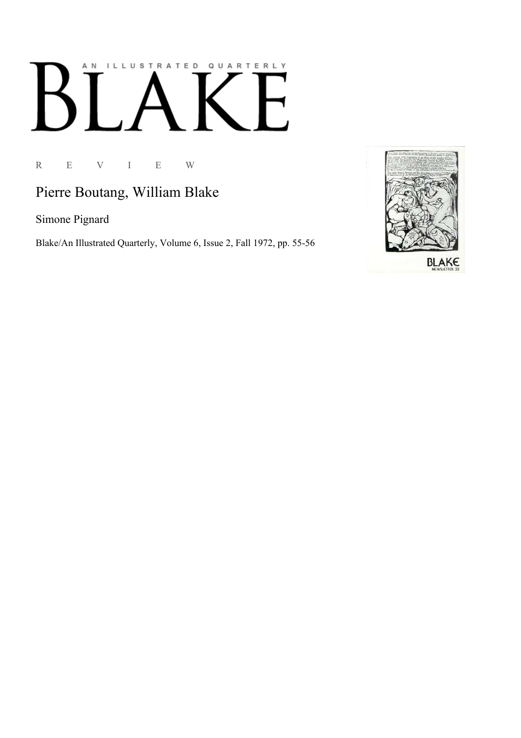AN ILLUSTRATED QUARTERLY

# BLAKE

R E V I E W

## Pierre Boutang, William Blake

Simone Pignard

Blake/An Illustrated Quarterly, Volume 6, Issue 2, Fall 1972, pp. 55-56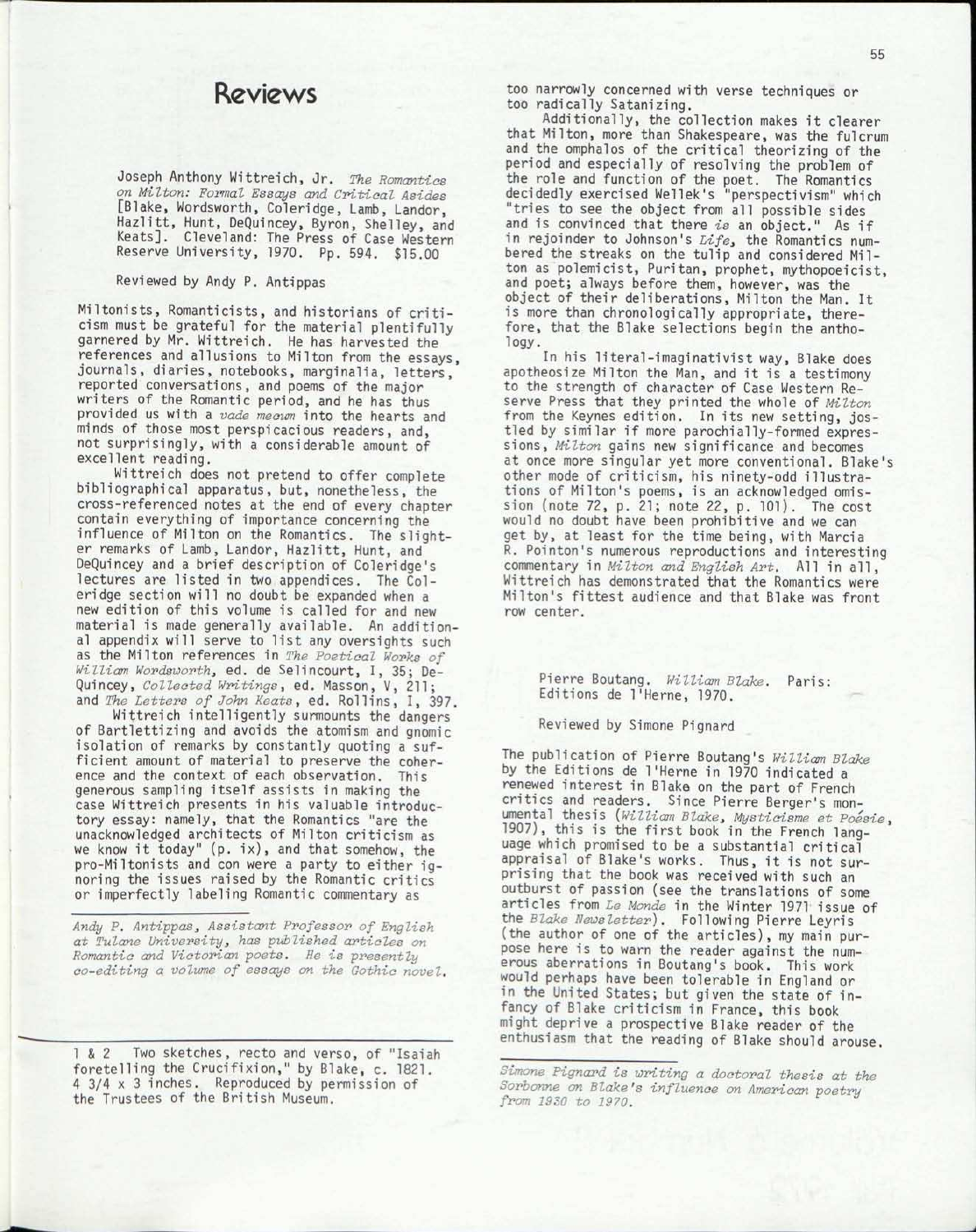# Reviews

Joseph Anthony Wittreich, Jr. *The Romantics on Milton: Formal Essays and Critical Asides* [Blake, Wordsworth, Coleridge, Lamb, Landor, Hazlitt, Hunt, DeQuincey, Byron, Shelley, and Keats]. Cleveland: The Press of Case Western Reserve University, 1970. Pp. 594. $15.00

Reviewed by Andy P. Antippas

Miltonists, Romanticists, and historians of criticism must be grateful for the material plentifully garnered by Mr. Wittreich. He has harvested the references and allusions to Milton from the essays, journals, diaries, notebooks, marginalia, letters, reported conversations, and poems of the major writers of the Romantic period, and he has thus provided us with a *vade mecum* into the hearts and minds of those most perspicacious readers, and, not surprisingly, with a considerable amount of excellent reading.

Wittreich does not pretend to offer complete bibliographical apparatus, but, nonetheless, the cross-referenced notes at the end of every chapter contain everything of importance concerning the influence of Milton on the Romantics. The slighter remarks of Lamb, Landor, Hazlitt, Hunt, and DeQuincey and a brief description of Coleridge's lectures are listed in two appendices. The Coleridge section will no doubt be expanded when a new edition of this volume is called for and new material is made generally available. An additional appendix will serve to list any oversights such as the Milton references in *The Poetical Works of William Wordsworth*, ed. de Selincourt, I, 35; DeQuincey, *Collected Writings*, ed. Masson, V, 211; and *The Letters of John Keats*, ed. Rollins, I, 397.

Wittreich intelligently surmounts the dangers of Bartlettizing and avoids the atomism and gnomic isolation of remarks by constantly quoting a sufficient amount of material to preserve the coherence and the context of each observation. This generous sampling itself assists in making the case Wittreich presents in his valuable introductory essay: namely, that the Romantics "are the unacknowledged architects of Milton criticism as we know it today" (p. ix), and that somehow, the pro-Miltonists and con were a party to either ignoring the issues raised by the Romantic critics or imperfectly labeling Romantic commentary as too narrowly concerned with verse techniques or too radically Satanizing.

Additionally, the collection makes it clearer that Milton, more than Shakespeare, was the fulcrum and the omphalos of the critical theorizing of the period and especially of resolving the problem of the role and function of the poet. The Romantics decidedly exercised Wellek's "perspectivism" which "tries to see the object from all possible sides and is convinced that there *is* an object." As if in rejoinder to Johnson's *Life*, the Romantics numbered the streaks on the tulip and considered Milton as polemicist, Puritan, prophet, mythopoeicist, and poet; always before them, however, was the object of their deliberations, Milton the Man. It is more than chronologically appropriate, therefore, that the Blake selections begin the anthology.

In his literal-imaginativist way, Blake does apotheosize Milton the Man, and it is a testimony to the strength of character of Case Western Reserve Press that they printed the whole of *Milton* from the Keynes edition. In its new setting, jostled by similar if more parochially-formed expressions, *Milton* gains new significance and becomes at once more singular yet more conventional. Blake's other mode of criticism, his ninety-odd illustrations of Milton's poems, is an acknowledged omission (note 72, p. 21; note 22, p. 101). The cost would no doubt have been prohibitive and we can get by, at least for the time being, with Marcia R. Pointon's numerous reproductions and interesting commentary in *Milton and English Art*. All in all, Wittreich has demonstrated that the Romantics were Milton's fittest audience and that Blake was front row center.

*Andy P. Antippas, Assistant Professor of English at Tulane University, has published articles on Romantic and Victorian poets. He is presently co-editing a volume of essays on the Gothic novel.*

1 & 2 Two sketches, recto and verso, of "Isaiah foretelling the Crucifixion," by Blake, c. 1821. 4 3/4 x 3 inches. Reproduced by permission of the Trustees of the British Museum.

Pierre Boutang. *William Blake*. Paris: Editions de l'Herne, 1970.

Reviewed by Simone Pignard

The publication of Pierre Boutang's *William Blake* by the Editions de l'Herne in 1970 indicated a renewed interest in Blake on the part of French critics and readers. Since Pierre Berger's monumental thesis (*William Blake, Mysticisme et Poésie*, 1907), this is the first book in the French language which promised to be a substantial critical appraisal of Blake's works. Thus, it is not surprising that the book was received with such an outburst of passion (see the translations of some articles from *Le Monde* in the Winter 1971 issue of the *Blake Newsletter*). Following Pierre Leyris (the author of one of the articles), my main purpose here is to warn the reader against the numerous aberrations in Boutang's book. This work would perhaps have been tolerable in England or in the United States; but given the state of infancy of Blake criticism in France, this book might deprive a prospective Blake reader of the enthusiasm that the reading of Blake should arouse.

*Simone Pignard is writing a doctoral thesis at the Sorbonne on Blake's influence on American poetry from 1930 to 1970.*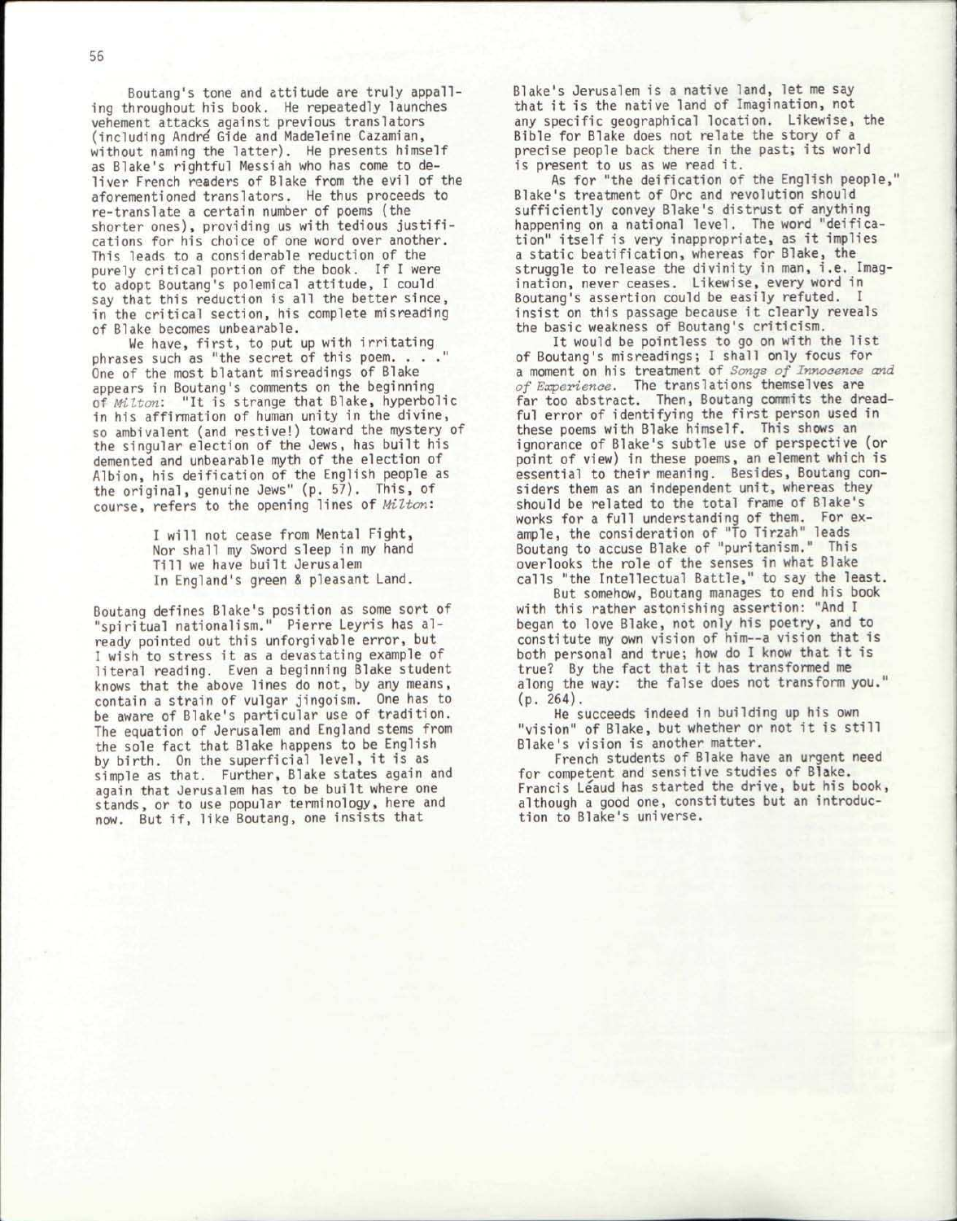Boutang's tone and attitude are truly appalling throughout his book. He repeatedly launches vehement attacks against previous translators (including André Gide and Madeleine Cazamian, without naming the latter). He presents himself as Blake's rightful Messiah who has come to deliver French readers of Blake from the evil of the aforementioned translators. He thus proceeds to re-translate a certain number of poems (the shorter ones), providing us with tedious justifications for his choice of one word over another. This leads to a considerable reduction of the purely critical portion of the book. If I were to adopt Boutang's polemical attitude, I could say that this reduction is all the better since, in the critical section, his complete misreading of Blake becomes unbearable.

We have, first, to put up with irritating phrases such as "the secret of this poem. . . ." One of the most blatant misreadings of Blake appears in Boutang's comments on the beginning of *Milton*: "It is strange that Blake, hyperbolic in his affirmation of human unity in the divine, so ambivalent (and restive!) toward the mystery of the singular election of the Jews, has built his demented and unbearable myth of the election of Albion, his deification of the English people as the original, genuine Jews" (p. 57). This, of course, refers to the opening lines of *Milton*:

> I will not cease from Mental Fight,
> Nor shall my Sword sleep in my hand
> Till we have built Jerusalem
> In England's green & pleasant Land.

Boutang defines Blake's position as some sort of "spiritual nationalism." Pierre Leyris has already pointed out this unforgivable error, but I wish to stress it as a devastating example of literal reading. Even a beginning Blake student knows that the above lines do not, by any means, contain a strain of vulgar jingoism. One has to be aware of Blake's particular use of tradition. The equation of Jerusalem and England stems from the sole fact that Blake happens to be English by birth. On the superficial level, it is as simple as that. Further, Blake states again and again that Jerusalem has to be built where one stands, or to use popular terminology, here and now. But if, like Boutang, one insists that Blake's Jerusalem is a native land, let me say that it is the native land of Imagination, not any specific geographical location. Likewise, the Bible for Blake does not relate the story of a precise people back there in the past; its world is present to us as we read it.

As for "the deification of the English people," Blake's treatment of Orc and revolution should sufficiently convey Blake's distrust of anything happening on a national level. The word "deification" itself is very inappropriate, as it implies a static beatification, whereas for Blake, the struggle to release the divinity in man, i.e. Imagination, never ceases. Likewise, every word in Boutang's assertion could be easily refuted. I insist on this passage because it clearly reveals the basic weakness of Boutang's criticism.

It would be pointless to go on with the list of Boutang's misreadings; I shall only focus for a moment on his treatment of *Songs of Innocence and of Experience*. The translations themselves are far too abstract. Then, Boutang commits the dreadful error of identifying the first person used in these poems with Blake himself. This shows an ignorance of Blake's subtle use of perspective (or point of view) in these poems, an element which is essential to their meaning. Besides, Boutang considers them as an independent unit, whereas they should be related to the total frame of Blake's works for a full understanding of them. For example, the consideration of "To Tirzah" leads Boutang to accuse Blake of "puritanism." This overlooks the role of the senses in what Blake calls "the Intellectual Battle," to say the least.

But somehow, Boutang manages to end his book with this rather astonishing assertion: "And I began to love Blake, not only his poetry, and to constitute my own vision of him--a vision that is both personal and true; how do I know that it is true? By the fact that it has transformed me along the way: the false does not transform you." (p. 264).

He succeeds indeed in building up his own "vision" of Blake, but whether or not it is still Blake's vision is another matter.

French students of Blake have an urgent need for competent and sensitive studies of Blake. Francis Léaud has started the drive, but his book, although a good one, constitutes but an introduction to Blake's universe.